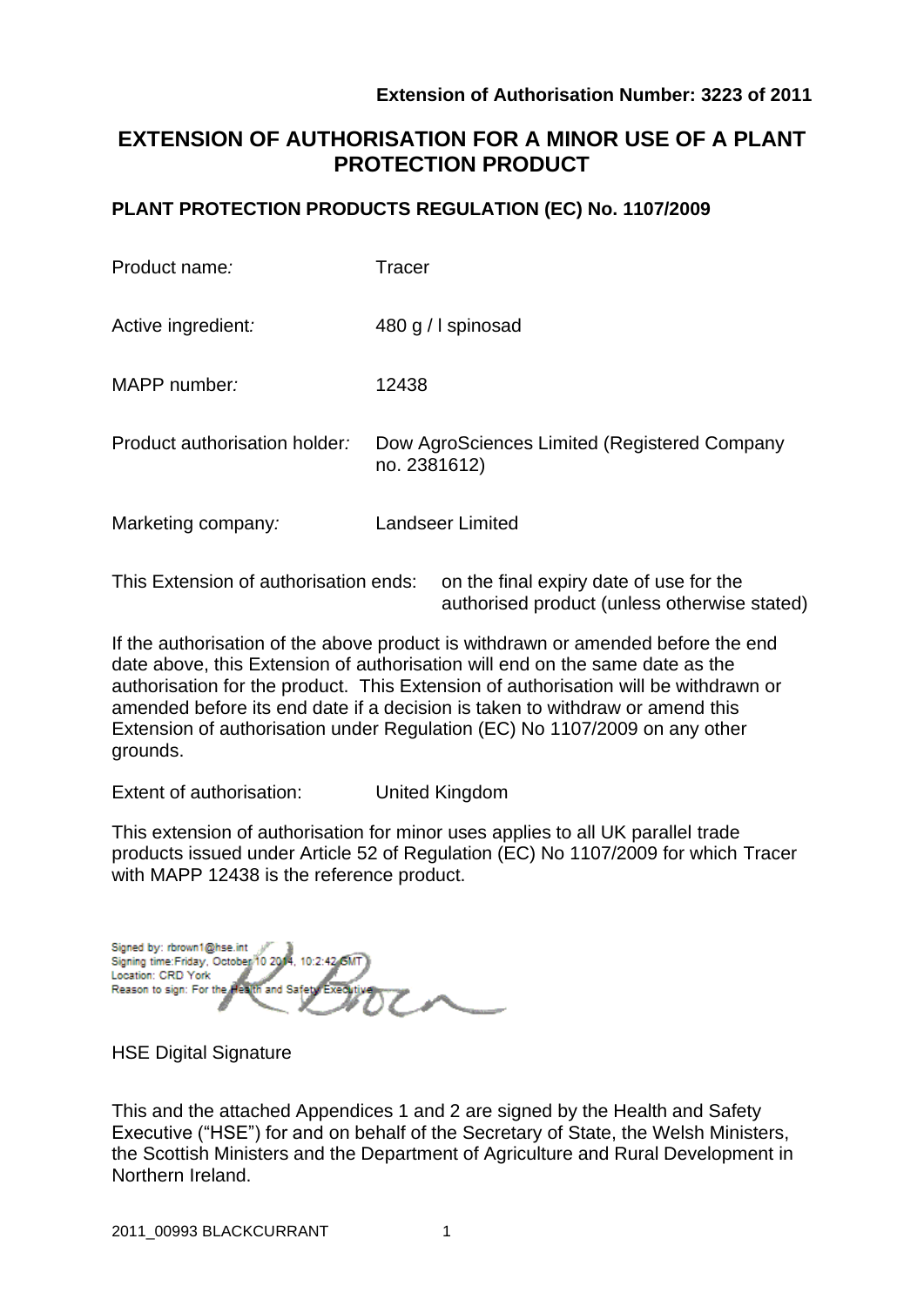**Extension of Authorisation Number: 3223 of 2011**

# EXTENSION OF AUTHORISATION FOR A MINOR USE OF A PLANT PROTECTION PRODUCT

## PLANT PROTECTION PRODUCTS REGULATION (EC) No. 1107/2009

| | |
|---|---|
| Product name*:* | Tracer |
| Active ingredient*:* | 480 g / l spinosad |
| MAPP number*:* | 12438 |
| Product authorisation holder*:* | Dow AgroSciences Limited (Registered Company no. 2381612) |
| Marketing company*:* | Landseer Limited |

This Extension of authorisation ends: on the final expiry date of use for the authorised product (unless otherwise stated)

If the authorisation of the above product is withdrawn or amended before the end date above, this Extension of authorisation will end on the same date as the authorisation for the product. This Extension of authorisation will be withdrawn or amended before its end date if a decision is taken to withdraw or amend this Extension of authorisation under Regulation (EC) No 1107/2009 on any other grounds.

Extent of authorisation: United Kingdom

This extension of authorisation for minor uses applies to all UK parallel trade products issued under Article 52 of Regulation (EC) No 1107/2009 for which Tracer with MAPP 12438 is the reference product.

Signed by: rbrown1@hse.int
Signing time: Friday, October 10 2014, 10:2:42 GMT
Location: CRD York
Reason to sign: For the Health and Safety Executive

HSE Digital Signature

This and the attached Appendices 1 and 2 are signed by the Health and Safety Executive ("HSE") for and on behalf of the Secretary of State, the Welsh Ministers, the Scottish Ministers and the Department of Agriculture and Rural Development in Northern Ireland.

2011_00993 BLACKCURRANT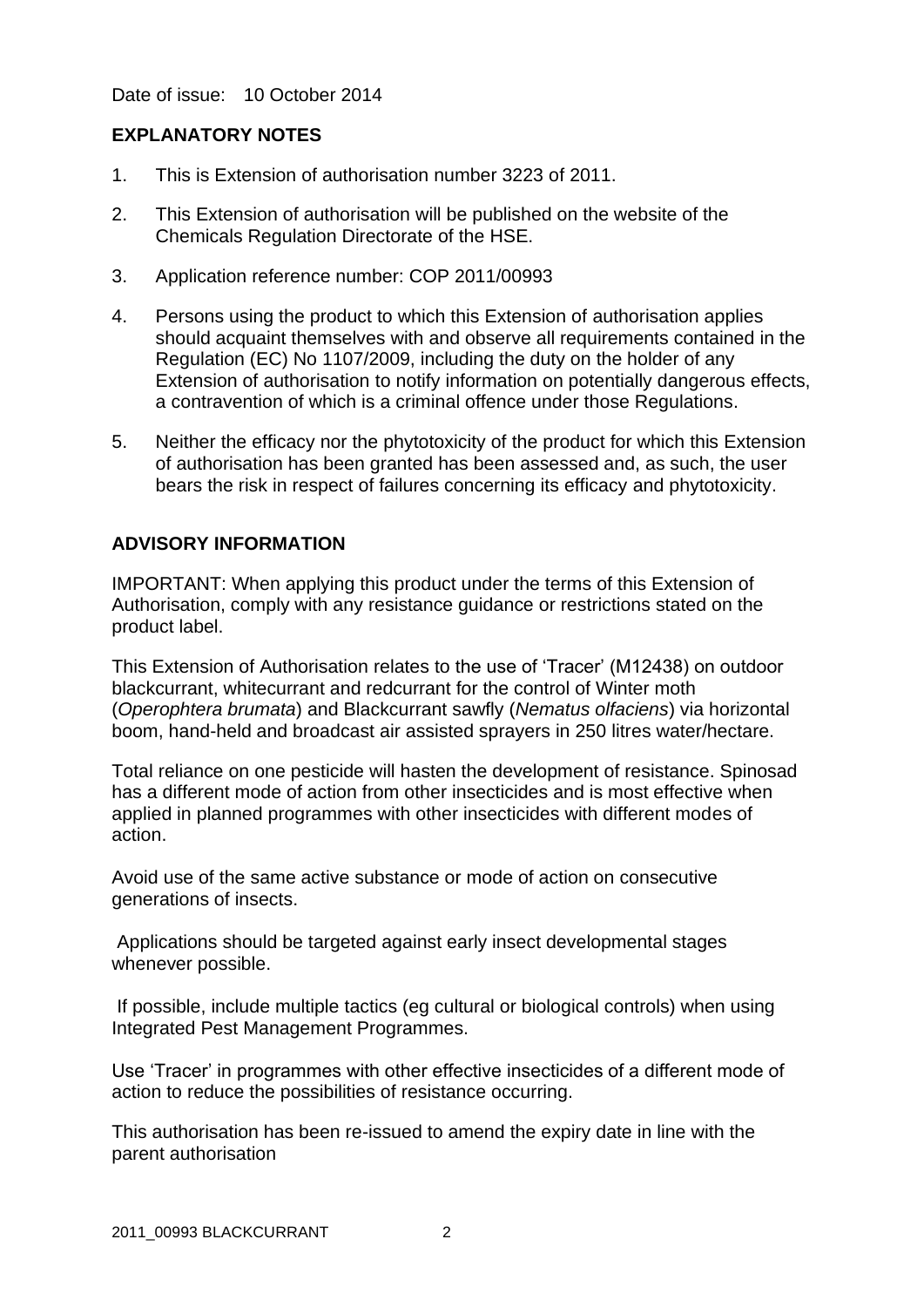Date of issue: 10 October 2014

## EXPLANATORY NOTES

1. This is Extension of authorisation number 3223 of 2011.
2. This Extension of authorisation will be published on the website of the Chemicals Regulation Directorate of the HSE.
3. Application reference number: COP 2011/00993
4. Persons using the product to which this Extension of authorisation applies should acquaint themselves with and observe all requirements contained in the Regulation (EC) No 1107/2009, including the duty on the holder of any Extension of authorisation to notify information on potentially dangerous effects, a contravention of which is a criminal offence under those Regulations.
5. Neither the efficacy nor the phytotoxicity of the product for which this Extension of authorisation has been granted has been assessed and, as such, the user bears the risk in respect of failures concerning its efficacy and phytotoxicity.

## ADVISORY INFORMATION

IMPORTANT: When applying this product under the terms of this Extension of Authorisation, comply with any resistance guidance or restrictions stated on the product label.

This Extension of Authorisation relates to the use of 'Tracer' (M12438) on outdoor blackcurrant, whitecurrant and redcurrant for the control of Winter moth (*Operophtera brumata*) and Blackcurrant sawfly (*Nematus olfaciens*) via horizontal boom, hand-held and broadcast air assisted sprayers in 250 litres water/hectare.

Total reliance on one pesticide will hasten the development of resistance. Spinosad has a different mode of action from other insecticides and is most effective when applied in planned programmes with other insecticides with different modes of action.

Avoid use of the same active substance or mode of action on consecutive generations of insects.

Applications should be targeted against early insect developmental stages whenever possible.

If possible, include multiple tactics (eg cultural or biological controls) when using Integrated Pest Management Programmes.

Use 'Tracer' in programmes with other effective insecticides of a different mode of action to reduce the possibilities of resistance occurring.

This authorisation has been re-issued to amend the expiry date in line with the parent authorisation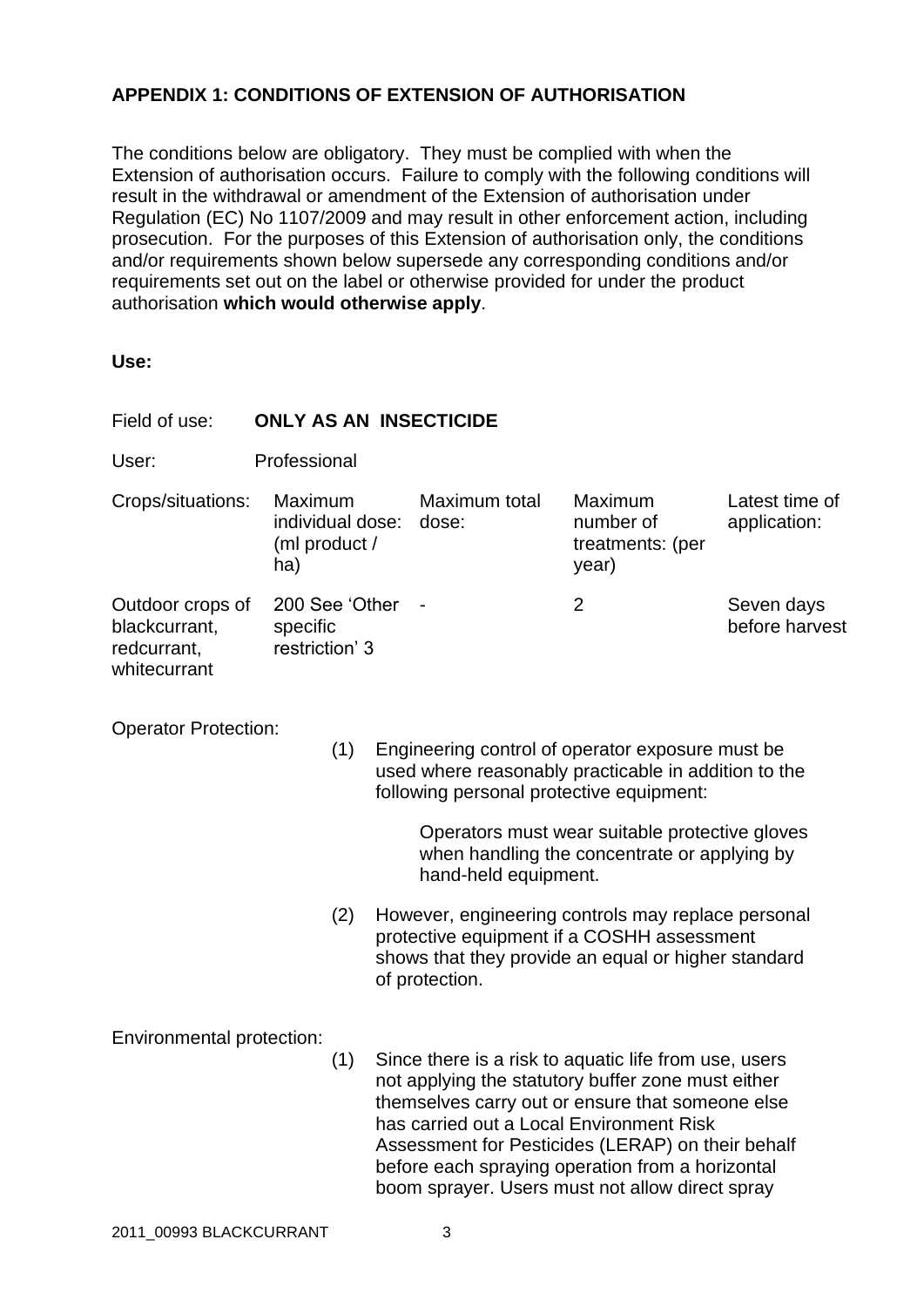**APPENDIX 1: CONDITIONS OF EXTENSION OF AUTHORISATION**

The conditions below are obligatory. They must be complied with when the Extension of authorisation occurs. Failure to comply with the following conditions will result in the withdrawal or amendment of the Extension of authorisation under Regulation (EC) No 1107/2009 and may result in other enforcement action, including prosecution. For the purposes of this Extension of authorisation only, the conditions and/or requirements shown below supersede any corresponding conditions and/or requirements set out on the label or otherwise provided for under the product authorisation **which would otherwise apply**.

**Use:**

Field of use: **ONLY AS AN INSECTICIDE**

User: Professional

| Crops/situations: | Maximum individual dose: (ml product / ha) | Maximum total dose: | Maximum number of treatments: (per year) | Latest time of application: |
|---|---|---|---|---|
| Outdoor crops of blackcurrant, redcurrant, whitecurrant | 200 See 'Other specific restriction' 3 | - | 2 | Seven days before harvest |

Operator Protection:

(1) Engineering control of operator exposure must be used where reasonably practicable in addition to the following personal protective equipment:

Operators must wear suitable protective gloves when handling the concentrate or applying by hand-held equipment.

(2) However, engineering controls may replace personal protective equipment if a COSHH assessment shows that they provide an equal or higher standard of protection.

Environmental protection:

(1) Since there is a risk to aquatic life from use, users not applying the statutory buffer zone must either themselves carry out or ensure that someone else has carried out a Local Environment Risk Assessment for Pesticides (LERAP) on their behalf before each spraying operation from a horizontal boom sprayer. Users must not allow direct spray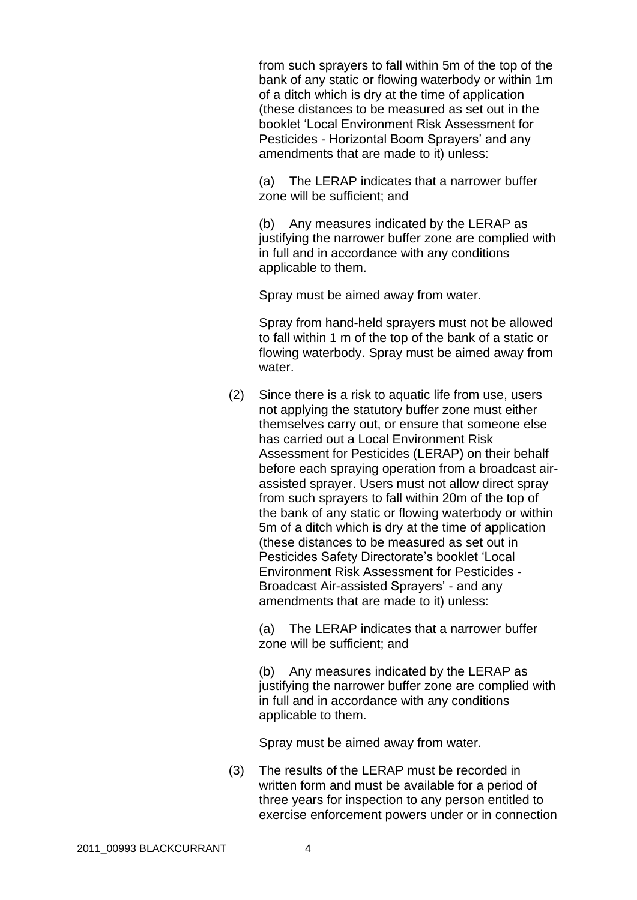from such sprayers to fall within 5m of the top of the bank of any static or flowing waterbody or within 1m of a ditch which is dry at the time of application (these distances to be measured as set out in the booklet 'Local Environment Risk Assessment for Pesticides - Horizontal Boom Sprayers' and any amendments that are made to it) unless:

(a) The LERAP indicates that a narrower buffer zone will be sufficient; and

(b) Any measures indicated by the LERAP as justifying the narrower buffer zone are complied with in full and in accordance with any conditions applicable to them.

Spray must be aimed away from water.

Spray from hand-held sprayers must not be allowed to fall within 1 m of the top of the bank of a static or flowing waterbody. Spray must be aimed away from water.

(2) Since there is a risk to aquatic life from use, users not applying the statutory buffer zone must either themselves carry out, or ensure that someone else has carried out a Local Environment Risk Assessment for Pesticides (LERAP) on their behalf before each spraying operation from a broadcast air-assisted sprayer. Users must not allow direct spray from such sprayers to fall within 20m of the top of the bank of any static or flowing waterbody or within 5m of a ditch which is dry at the time of application (these distances to be measured as set out in Pesticides Safety Directorate's booklet 'Local Environment Risk Assessment for Pesticides - Broadcast Air-assisted Sprayers' - and any amendments that are made to it) unless:

(a) The LERAP indicates that a narrower buffer zone will be sufficient; and

(b) Any measures indicated by the LERAP as justifying the narrower buffer zone are complied with in full and in accordance with any conditions applicable to them.

Spray must be aimed away from water.

(3) The results of the LERAP must be recorded in written form and must be available for a period of three years for inspection to any person entitled to exercise enforcement powers under or in connection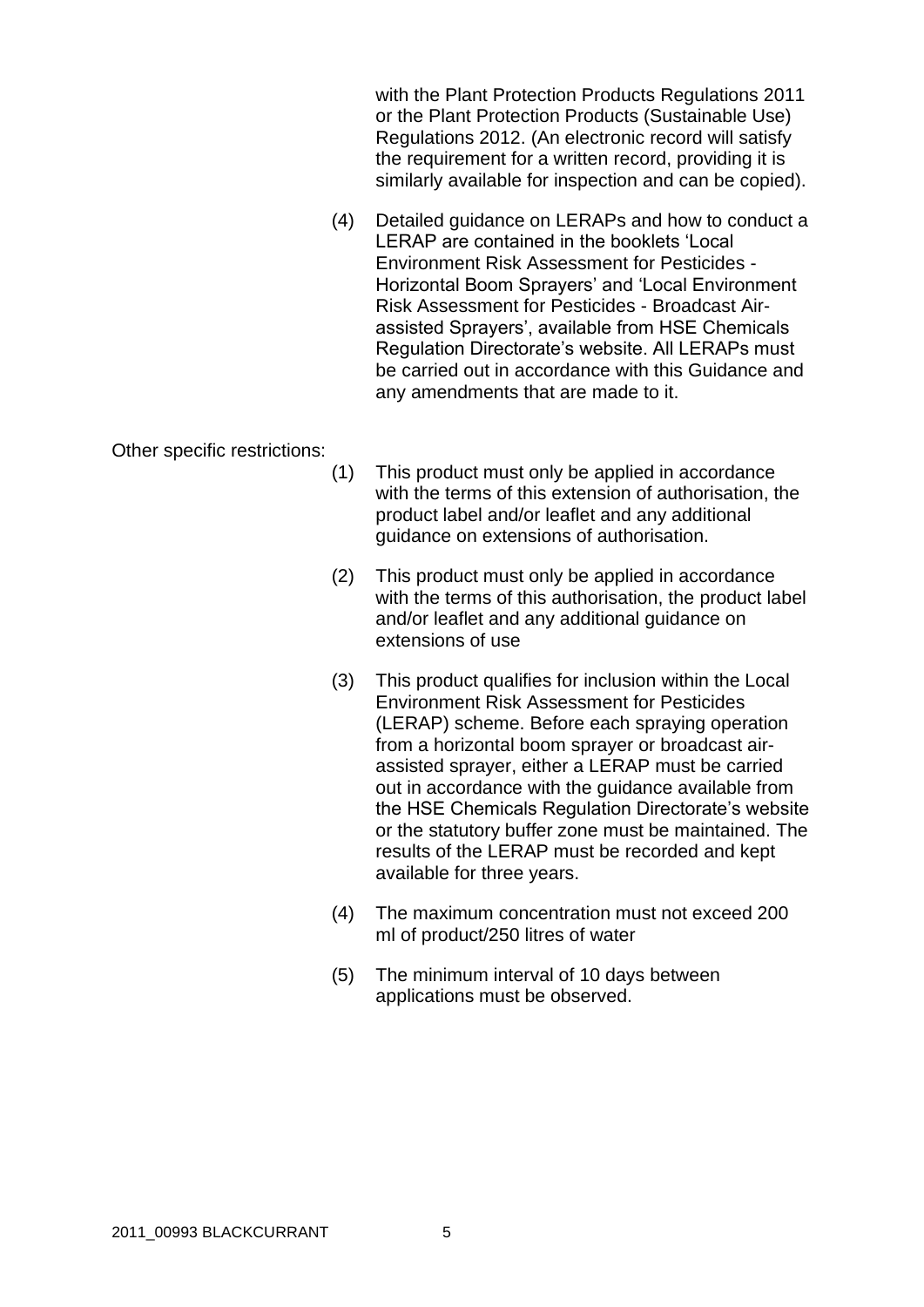with the Plant Protection Products Regulations 2011 or the Plant Protection Products (Sustainable Use) Regulations 2012. (An electronic record will satisfy the requirement for a written record, providing it is similarly available for inspection and can be copied).

(4) Detailed guidance on LERAPs and how to conduct a LERAP are contained in the booklets 'Local Environment Risk Assessment for Pesticides - Horizontal Boom Sprayers' and 'Local Environment Risk Assessment for Pesticides - Broadcast Air-assisted Sprayers', available from HSE Chemicals Regulation Directorate's website. All LERAPs must be carried out in accordance with this Guidance and any amendments that are made to it.

Other specific restrictions:

(1) This product must only be applied in accordance with the terms of this extension of authorisation, the product label and/or leaflet and any additional guidance on extensions of authorisation.

(2) This product must only be applied in accordance with the terms of this authorisation, the product label and/or leaflet and any additional guidance on extensions of use

(3) This product qualifies for inclusion within the Local Environment Risk Assessment for Pesticides (LERAP) scheme. Before each spraying operation from a horizontal boom sprayer or broadcast air-assisted sprayer, either a LERAP must be carried out in accordance with the guidance available from the HSE Chemicals Regulation Directorate's website or the statutory buffer zone must be maintained. The results of the LERAP must be recorded and kept available for three years.

(4) The maximum concentration must not exceed 200 ml of product/250 litres of water

(5) The minimum interval of 10 days between applications must be observed.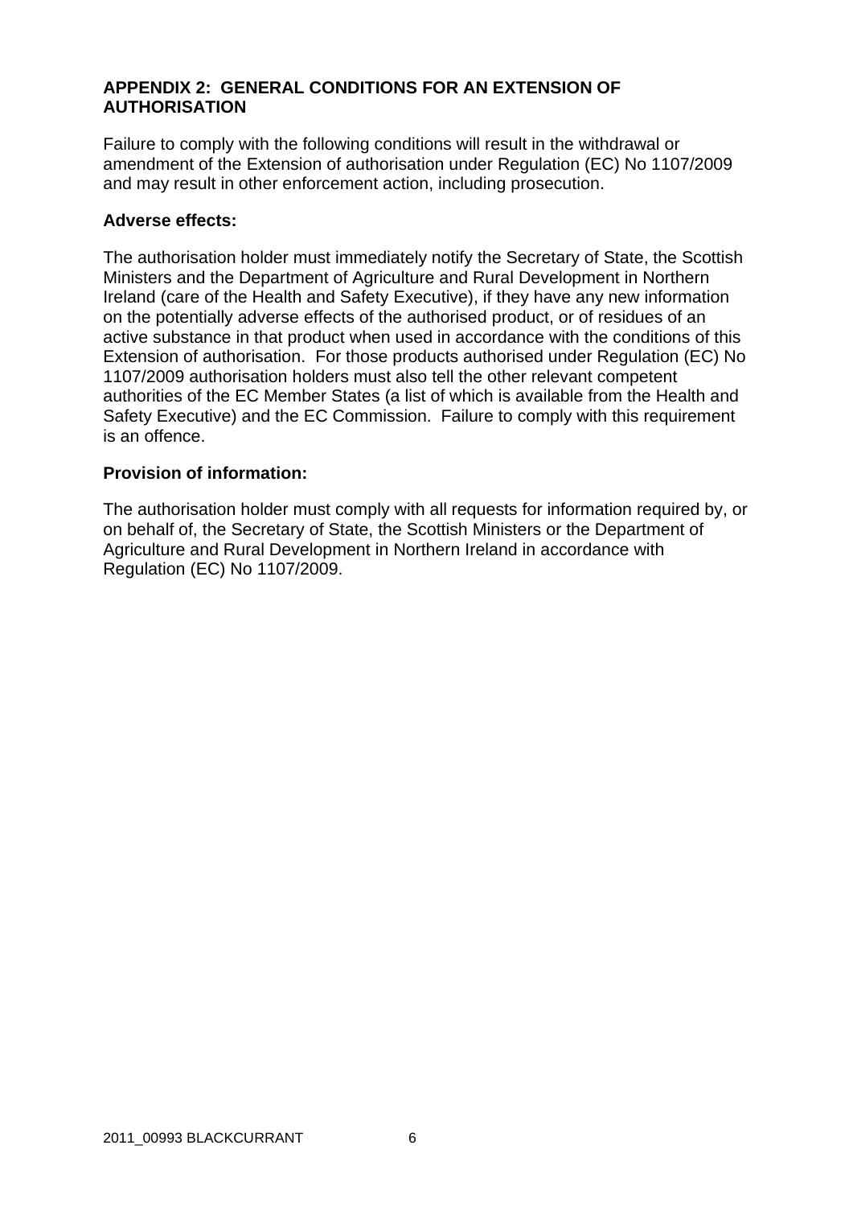## APPENDIX 2: GENERAL CONDITIONS FOR AN EXTENSION OF AUTHORISATION

Failure to comply with the following conditions will result in the withdrawal or amendment of the Extension of authorisation under Regulation (EC) No 1107/2009 and may result in other enforcement action, including prosecution.

**Adverse effects:**

The authorisation holder must immediately notify the Secretary of State, the Scottish Ministers and the Department of Agriculture and Rural Development in Northern Ireland (care of the Health and Safety Executive), if they have any new information on the potentially adverse effects of the authorised product, or of residues of an active substance in that product when used in accordance with the conditions of this Extension of authorisation. For those products authorised under Regulation (EC) No 1107/2009 authorisation holders must also tell the other relevant competent authorities of the EC Member States (a list of which is available from the Health and Safety Executive) and the EC Commission. Failure to comply with this requirement is an offence.

**Provision of information:**

The authorisation holder must comply with all requests for information required by, or on behalf of, the Secretary of State, the Scottish Ministers or the Department of Agriculture and Rural Development in Northern Ireland in accordance with Regulation (EC) No 1107/2009.